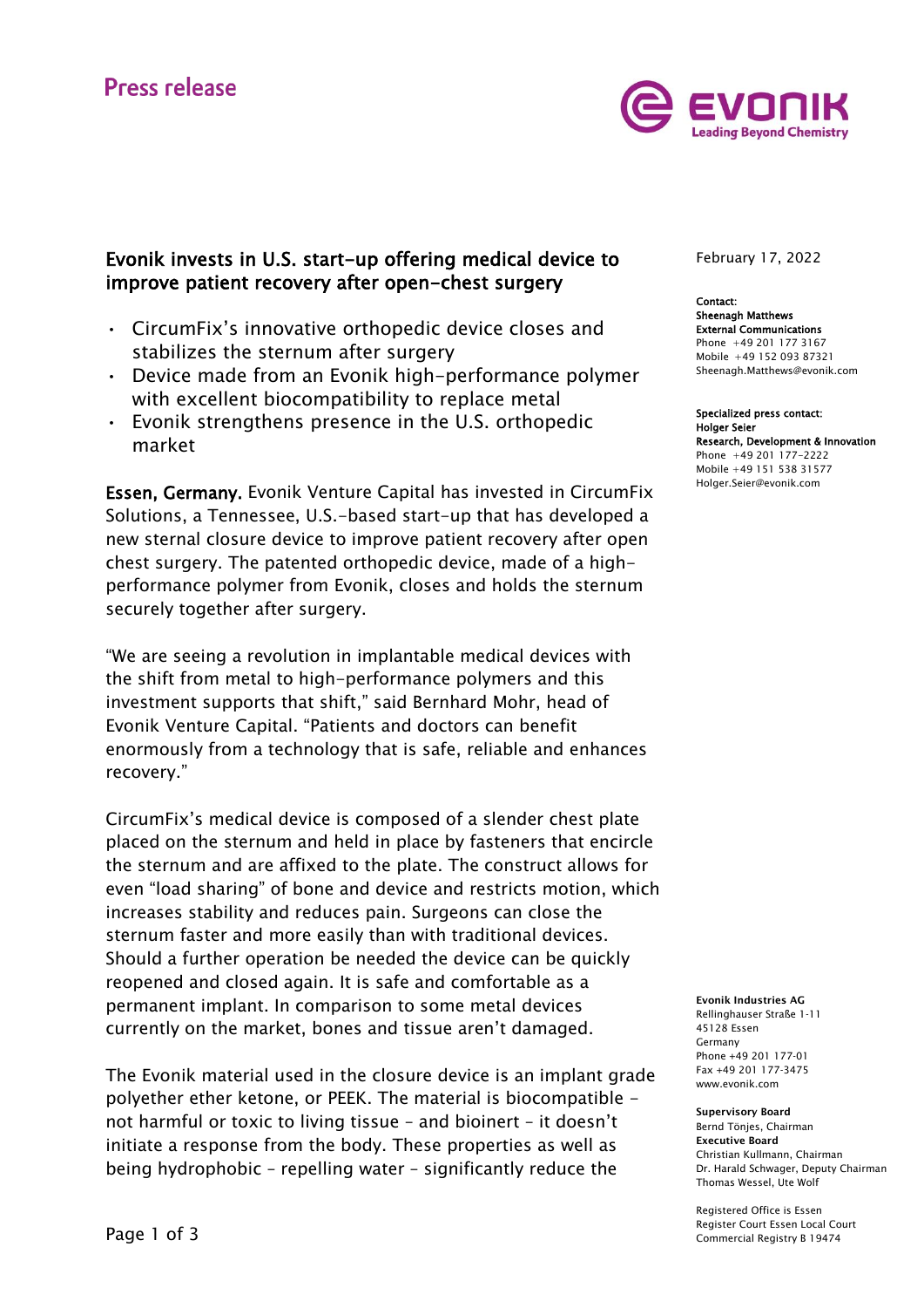Press release

# Evonik invests in U.S. start-up offering medical device to improve patient recovery after open-chest surgery

- CircumFix's innovative orthopedic device closes and stabilizes the sternum after surgery
- Device made from an Evonik high-performance polymer with excellent biocompatibility to replace metal
- Evonik strengthens presence in the U.S. orthopedic market

**Essen, Germany.** Evonik Venture Capital has invested in CircumFix Solutions, a Tennessee, U.S.-based start-up that has developed a new sternal closure device to improve patient recovery after open chest surgery. The patented orthopedic device, made of a high-performance polymer from Evonik, closes and holds the sternum securely together after surgery.

"We are seeing a revolution in implantable medical devices with the shift from metal to high-performance polymers and this investment supports that shift," said Bernhard Mohr, head of Evonik Venture Capital. "Patients and doctors can benefit enormously from a technology that is safe, reliable and enhances recovery."

CircumFix's medical device is composed of a slender chest plate placed on the sternum and held in place by fasteners that encircle the sternum and are affixed to the plate. The construct allows for even "load sharing" of bone and device and restricts motion, which increases stability and reduces pain. Surgeons can close the sternum faster and more easily than with traditional devices. Should a further operation be needed the device can be quickly reopened and closed again. It is safe and comfortable as a permanent implant. In comparison to some metal devices currently on the market, bones and tissue aren't damaged.

The Evonik material used in the closure device is an implant grade polyether ether ketone, or PEEK. The material is biocompatible – not harmful or toxic to living tissue – and bioinert – it doesn't initiate a response from the body. These properties as well as being hydrophobic – repelling water – significantly reduce the

February 17, 2022

**Contact:**
**Sheenagh Matthews**
**External Communications**
Phone +49 201 177 3167
Mobile +49 152 093 87321
Sheenagh.Matthews@evonik.com

**Specialized press contact:**
**Holger Seier**
**Research, Development & Innovation**
Phone +49 201 177-2222
Mobile +49 151 538 31577
Holger.Seier@evonik.com

**Evonik Industries AG**
Rellinghauser Straße 1-11
45128 Essen
Germany
Phone +49 201 177-01
Fax +49 201 177-3475
www.evonik.com

**Supervisory Board**
Bernd Tönjes, Chairman
**Executive Board**
Christian Kullmann, Chairman
Dr. Harald Schwager, Deputy Chairman
Thomas Wessel, Ute Wolf

Registered Office is Essen
Register Court Essen Local Court
Commercial Registry B 19474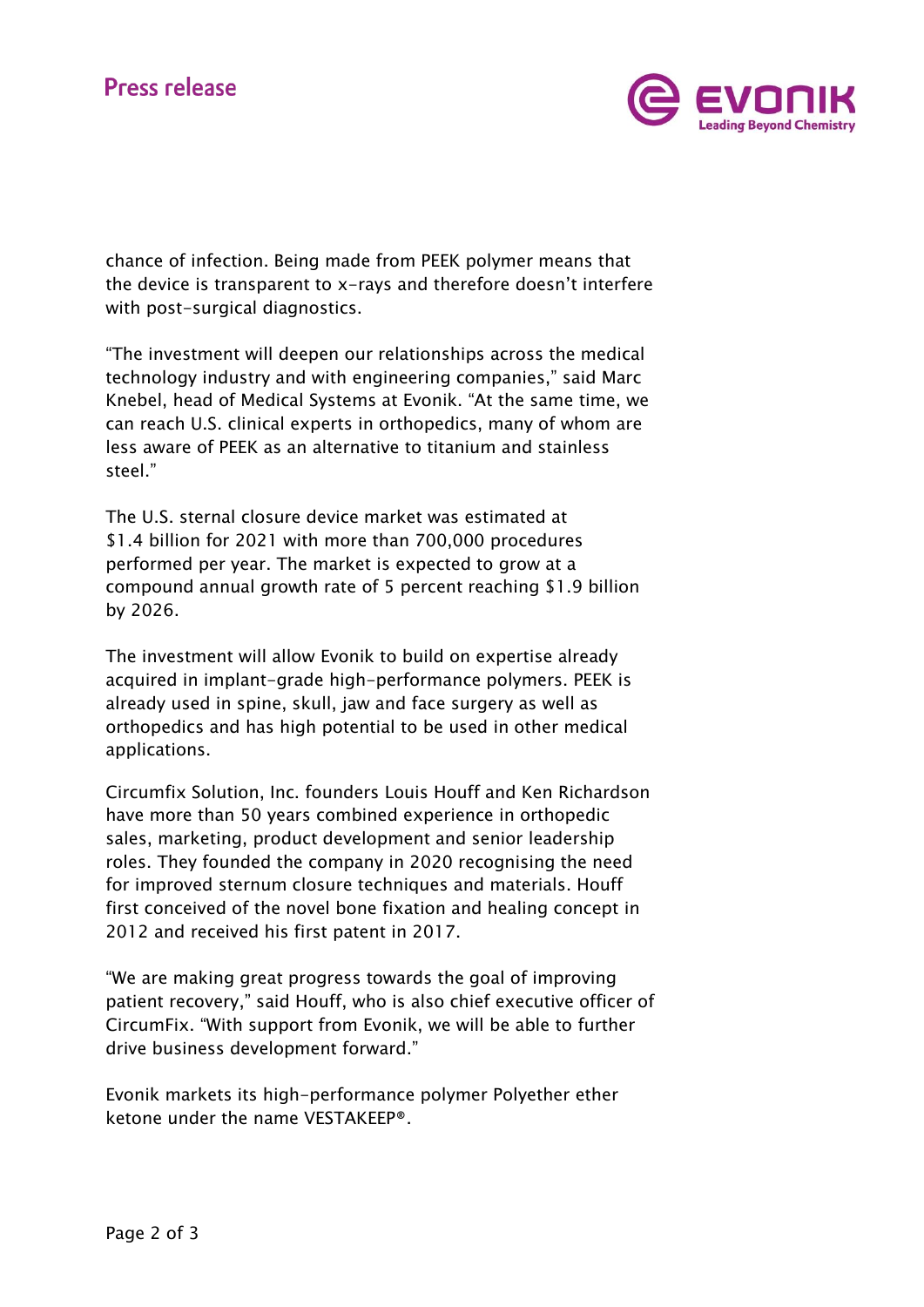chance of infection. Being made from PEEK polymer means that the device is transparent to x-rays and therefore doesn't interfere with post-surgical diagnostics.

"The investment will deepen our relationships across the medical technology industry and with engineering companies," said Marc Knebel, head of Medical Systems at Evonik. "At the same time, we can reach U.S. clinical experts in orthopedics, many of whom are less aware of PEEK as an alternative to titanium and stainless steel."

The U.S. sternal closure device market was estimated at $1.4 billion for 2021 with more than 700,000 procedures performed per year. The market is expected to grow at a compound annual growth rate of 5 percent reaching $1.9 billion by 2026.

The investment will allow Evonik to build on expertise already acquired in implant-grade high-performance polymers. PEEK is already used in spine, skull, jaw and face surgery as well as orthopedics and has high potential to be used in other medical applications.

Circumfix Solution, Inc. founders Louis Houff and Ken Richardson have more than 50 years combined experience in orthopedic sales, marketing, product development and senior leadership roles. They founded the company in 2020 recognising the need for improved sternum closure techniques and materials. Houff first conceived of the novel bone fixation and healing concept in 2012 and received his first patent in 2017.

"We are making great progress towards the goal of improving patient recovery," said Houff, who is also chief executive officer of CircumFix. "With support from Evonik, we will be able to further drive business development forward."

Evonik markets its high-performance polymer Polyether ether ketone under the name VESTAKEEP®.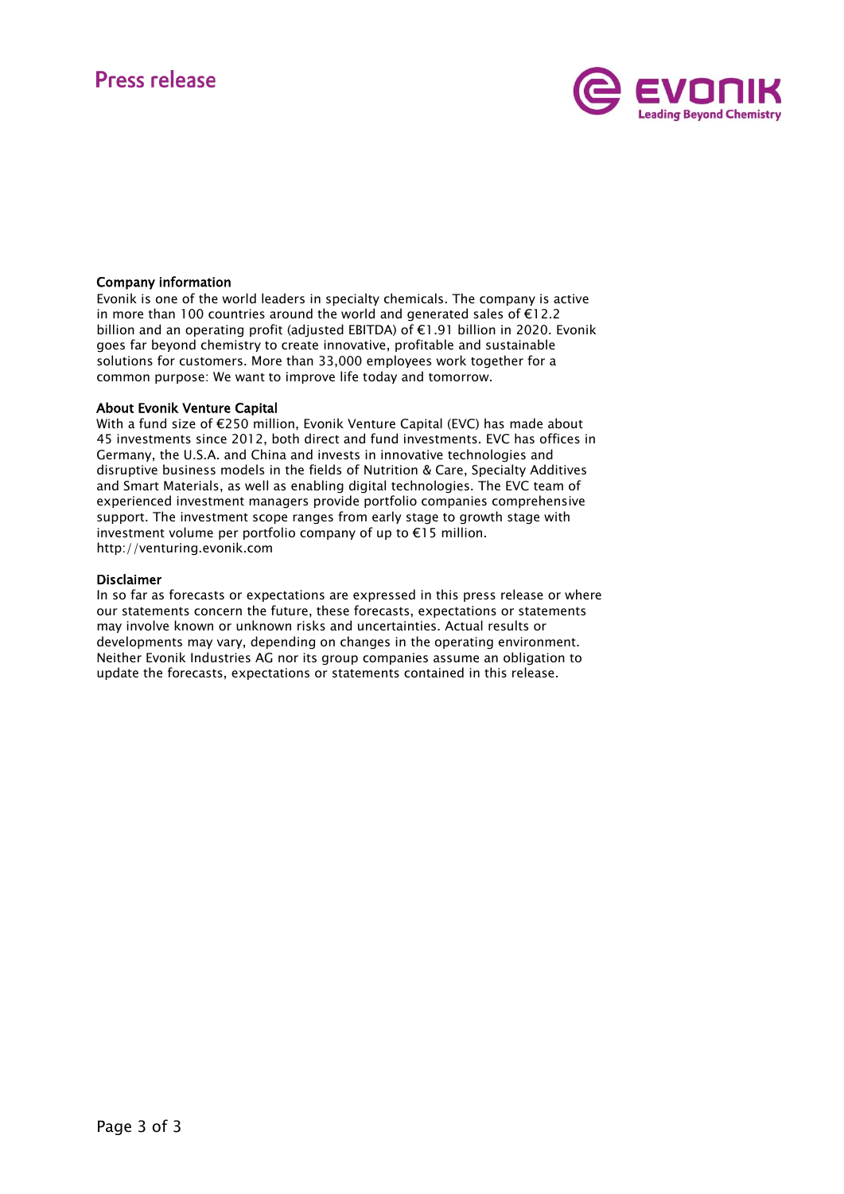**Company information**
Evonik is one of the world leaders in specialty chemicals. The company is active in more than 100 countries around the world and generated sales of €12.2 billion and an operating profit (adjusted EBITDA) of €1.91 billion in 2020. Evonik goes far beyond chemistry to create innovative, profitable and sustainable solutions for customers. More than 33,000 employees work together for a common purpose: We want to improve life today and tomorrow.

**About Evonik Venture Capital**
With a fund size of €250 million, Evonik Venture Capital (EVC) has made about 45 investments since 2012, both direct and fund investments. EVC has offices in Germany, the U.S.A. and China and invests in innovative technologies and disruptive business models in the fields of Nutrition & Care, Specialty Additives and Smart Materials, as well as enabling digital technologies. The EVC team of experienced investment managers provide portfolio companies comprehensive support. The investment scope ranges from early stage to growth stage with investment volume per portfolio company of up to €15 million.
http://venturing.evonik.com

**Disclaimer**
In so far as forecasts or expectations are expressed in this press release or where our statements concern the future, these forecasts, expectations or statements may involve known or unknown risks and uncertainties. Actual results or developments may vary, depending on changes in the operating environment. Neither Evonik Industries AG nor its group companies assume an obligation to update the forecasts, expectations or statements contained in this release.